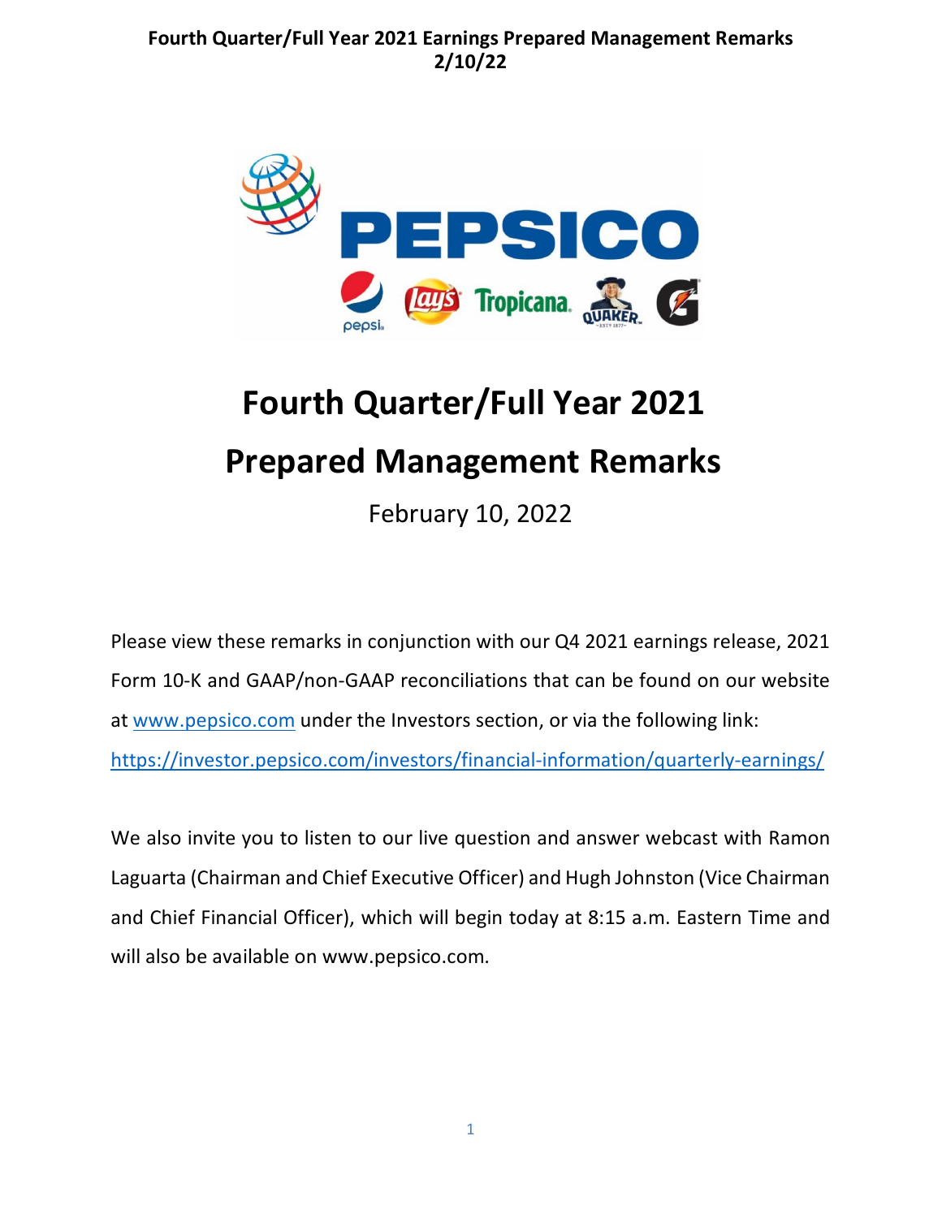# Fourth Quarter/Full Year 2021

# Prepared Management Remarks

February 10, 2022

Please view these remarks in conjunction with our Q4 2021 earnings release, 2021 Form 10-K and GAAP/non-GAAP reconciliations that can be found on our website at www.pepsico.com under the Investors section, or via the following link: https://investor.pepsico.com/investors/financial-information/quarterly-earnings/

We also invite you to listen to our live question and answer webcast with Ramon Laguarta (Chairman and Chief Executive Officer) and Hugh Johnston (Vice Chairman and Chief Financial Officer), which will begin today at 8:15 a.m. Eastern Time and will also be available on www.pepsico.com.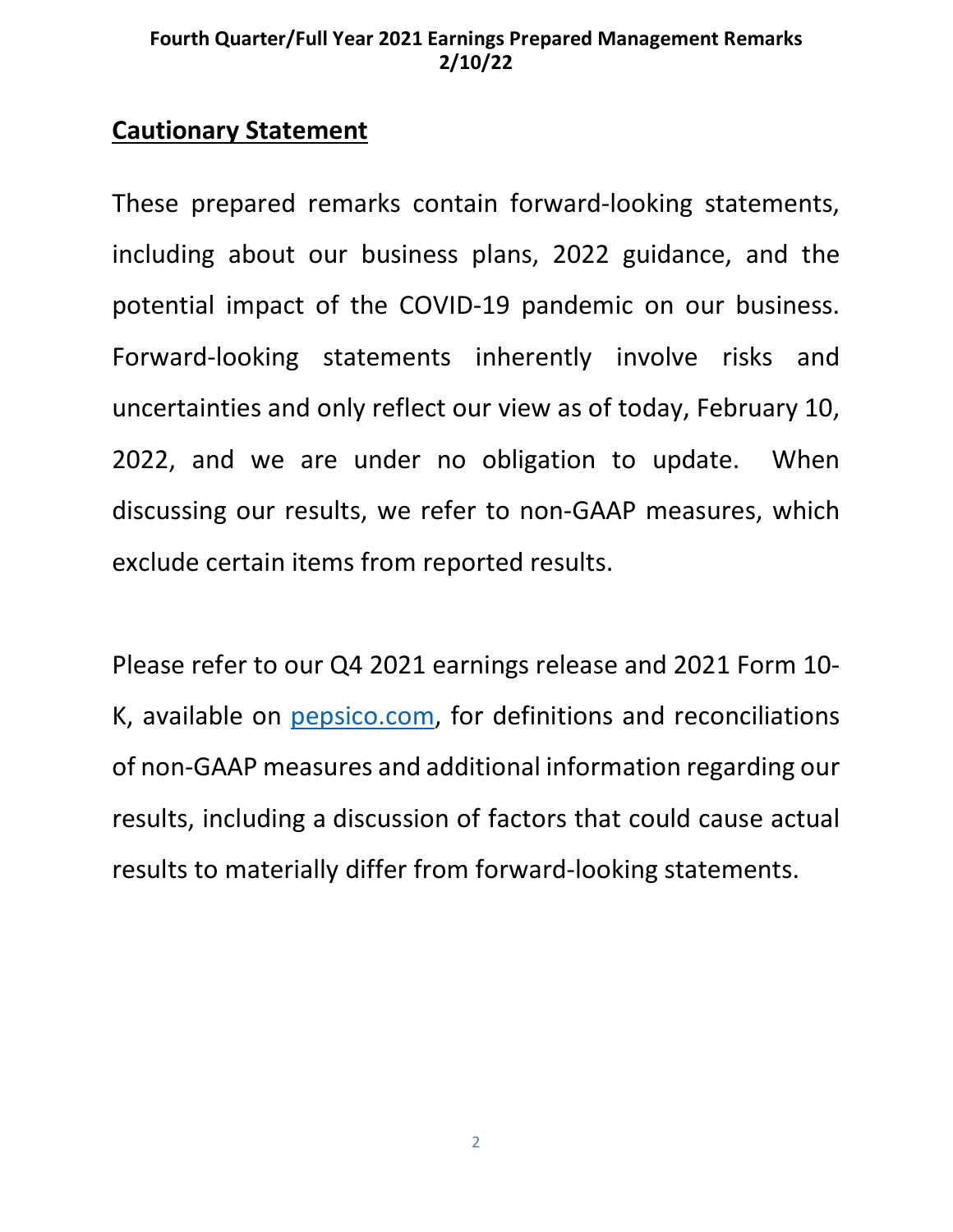## Cautionary Statement

These prepared remarks contain forward-looking statements, including about our business plans, 2022 guidance, and the potential impact of the COVID-19 pandemic on our business. Forward-looking statements inherently involve risks and uncertainties and only reflect our view as of today, February 10, 2022, and we are under no obligation to update. When discussing our results, we refer to non-GAAP measures, which exclude certain items from reported results.

Please refer to our Q4 2021 earnings release and 2021 Form 10-K, available on pepsico.com, for definitions and reconciliations of non-GAAP measures and additional information regarding our results, including a discussion of factors that could cause actual results to materially differ from forward-looking statements.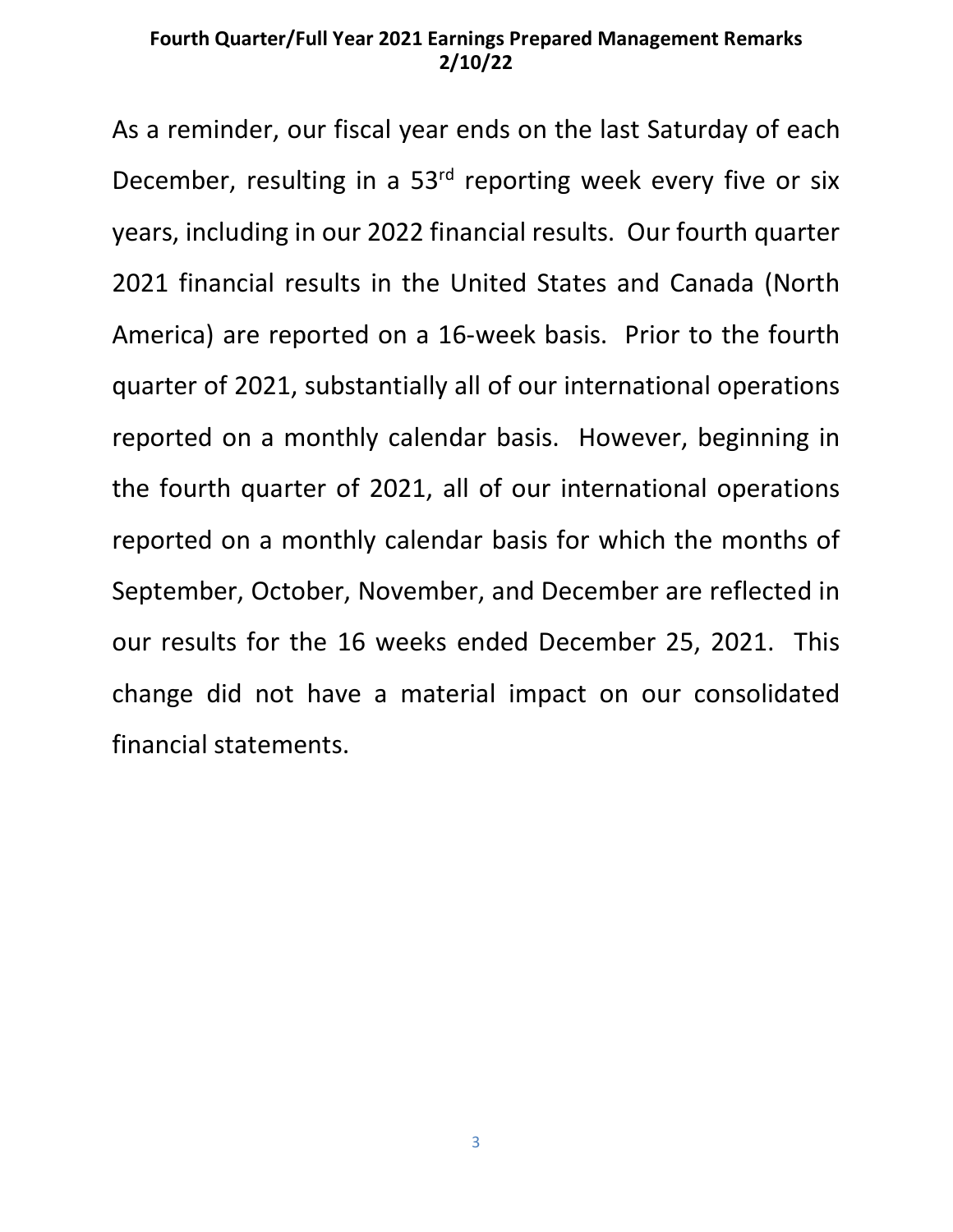As a reminder, our fiscal year ends on the last Saturday of each December, resulting in a 53rd reporting week every five or six years, including in our 2022 financial results. Our fourth quarter 2021 financial results in the United States and Canada (North America) are reported on a 16-week basis. Prior to the fourth quarter of 2021, substantially all of our international operations reported on a monthly calendar basis. However, beginning in the fourth quarter of 2021, all of our international operations reported on a monthly calendar basis for which the months of September, October, November, and December are reflected in our results for the 16 weeks ended December 25, 2021. This change did not have a material impact on our consolidated financial statements.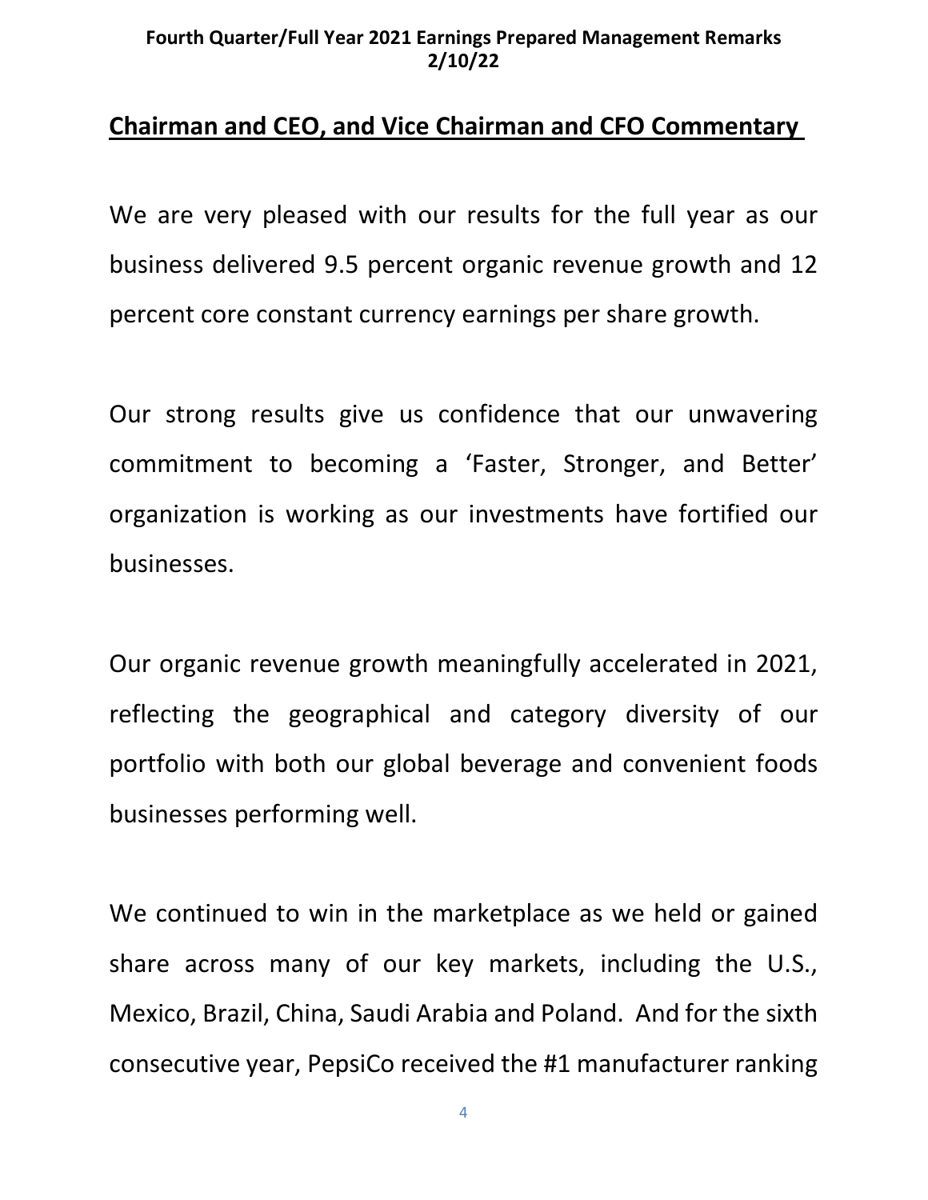## Chairman and CEO, and Vice Chairman and CFO Commentary

We are very pleased with our results for the full year as our business delivered 9.5 percent organic revenue growth and 12 percent core constant currency earnings per share growth.

Our strong results give us confidence that our unwavering commitment to becoming a 'Faster, Stronger, and Better' organization is working as our investments have fortified our businesses.

Our organic revenue growth meaningfully accelerated in 2021, reflecting the geographical and category diversity of our portfolio with both our global beverage and convenient foods businesses performing well.

We continued to win in the marketplace as we held or gained share across many of our key markets, including the U.S., Mexico, Brazil, China, Saudi Arabia and Poland. And for the sixth consecutive year, PepsiCo received the #1 manufacturer ranking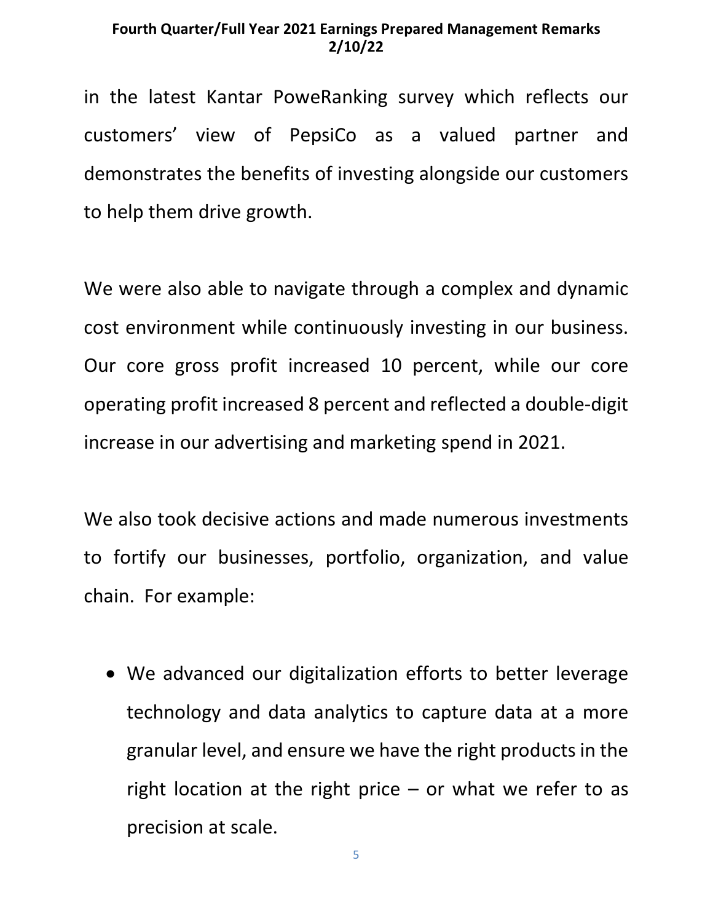in the latest Kantar PoweRanking survey which reflects our customers' view of PepsiCo as a valued partner and demonstrates the benefits of investing alongside our customers to help them drive growth.

We were also able to navigate through a complex and dynamic cost environment while continuously investing in our business. Our core gross profit increased 10 percent, while our core operating profit increased 8 percent and reflected a double-digit increase in our advertising and marketing spend in 2021.

We also took decisive actions and made numerous investments to fortify our businesses, portfolio, organization, and value chain. For example:

- We advanced our digitalization efforts to better leverage technology and data analytics to capture data at a more granular level, and ensure we have the right products in the right location at the right price – or what we refer to as precision at scale.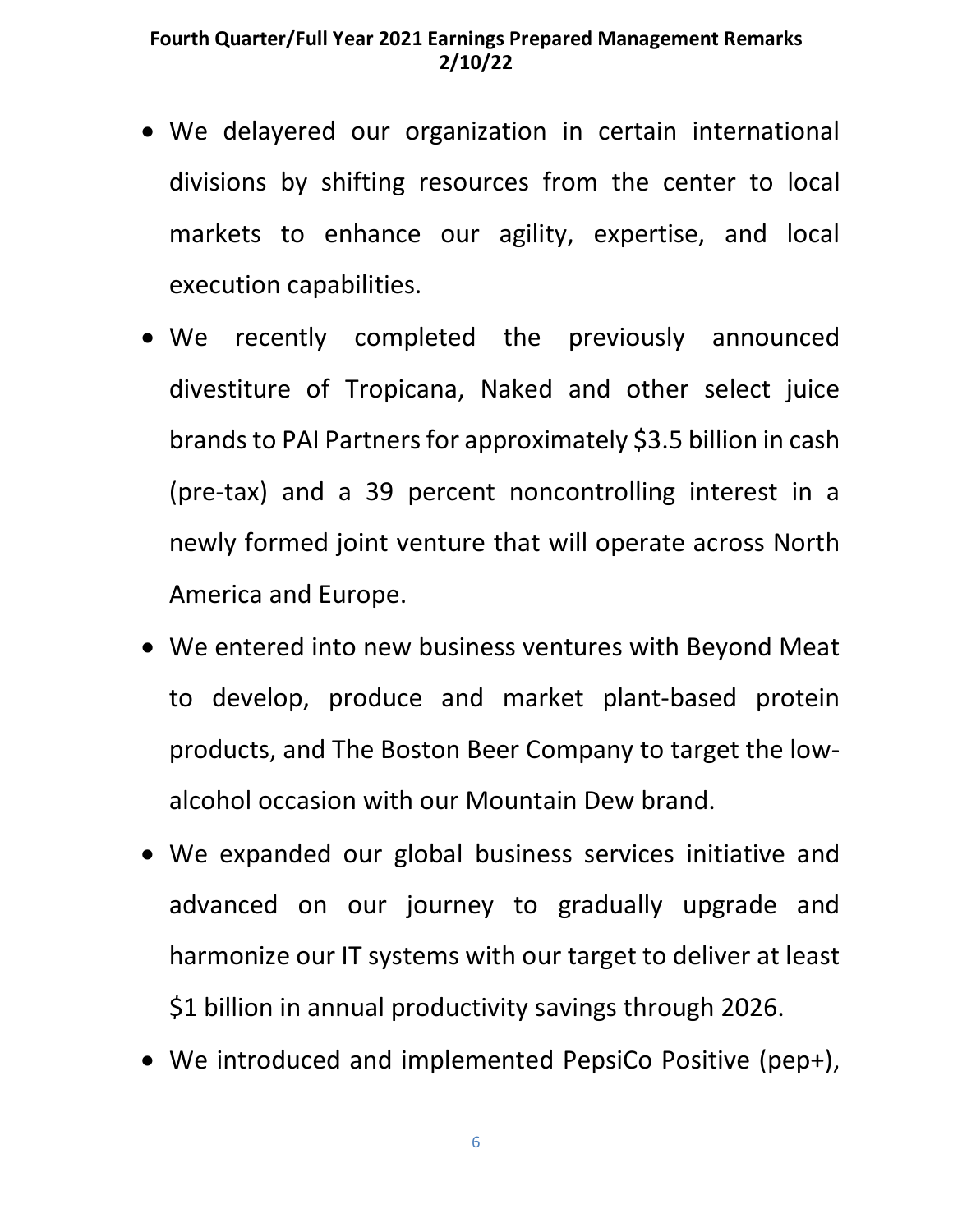- We delayered our organization in certain international divisions by shifting resources from the center to local markets to enhance our agility, expertise, and local execution capabilities.
- We recently completed the previously announced divestiture of Tropicana, Naked and other select juice brands to PAI Partners for approximately $3.5 billion in cash (pre-tax) and a 39 percent noncontrolling interest in a newly formed joint venture that will operate across North America and Europe.
- We entered into new business ventures with Beyond Meat to develop, produce and market plant-based protein products, and The Boston Beer Company to target the low-alcohol occasion with our Mountain Dew brand.
- We expanded our global business services initiative and advanced on our journey to gradually upgrade and harmonize our IT systems with our target to deliver at least $1 billion in annual productivity savings through 2026.
- We introduced and implemented PepsiCo Positive (pep+),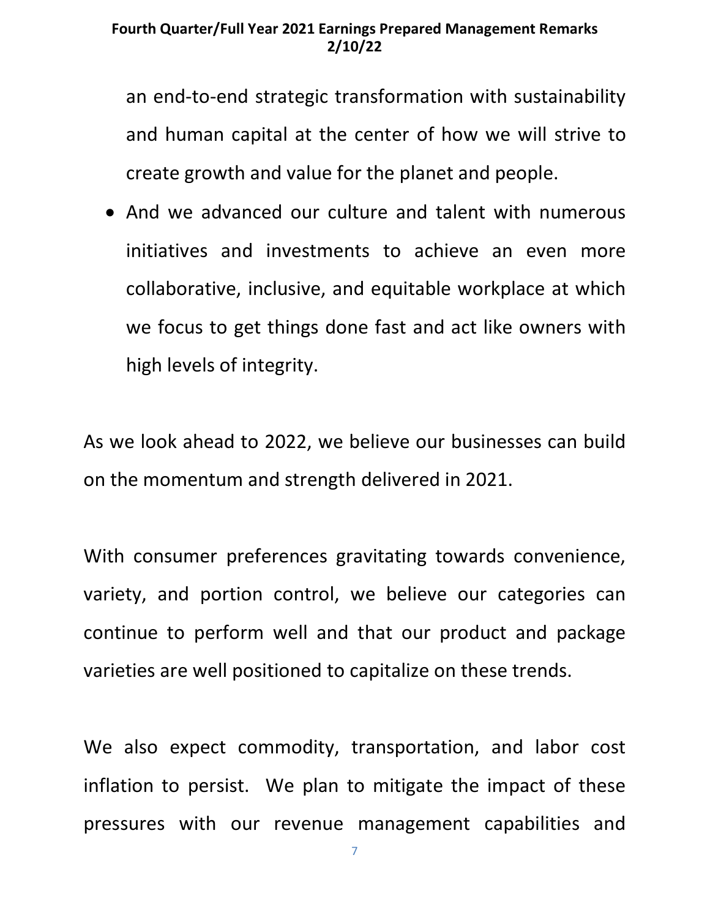an end-to-end strategic transformation with sustainability and human capital at the center of how we will strive to create growth and value for the planet and people.

- And we advanced our culture and talent with numerous initiatives and investments to achieve an even more collaborative, inclusive, and equitable workplace at which we focus to get things done fast and act like owners with high levels of integrity.

As we look ahead to 2022, we believe our businesses can build on the momentum and strength delivered in 2021.

With consumer preferences gravitating towards convenience, variety, and portion control, we believe our categories can continue to perform well and that our product and package varieties are well positioned to capitalize on these trends.

We also expect commodity, transportation, and labor cost inflation to persist. We plan to mitigate the impact of these pressures with our revenue management capabilities and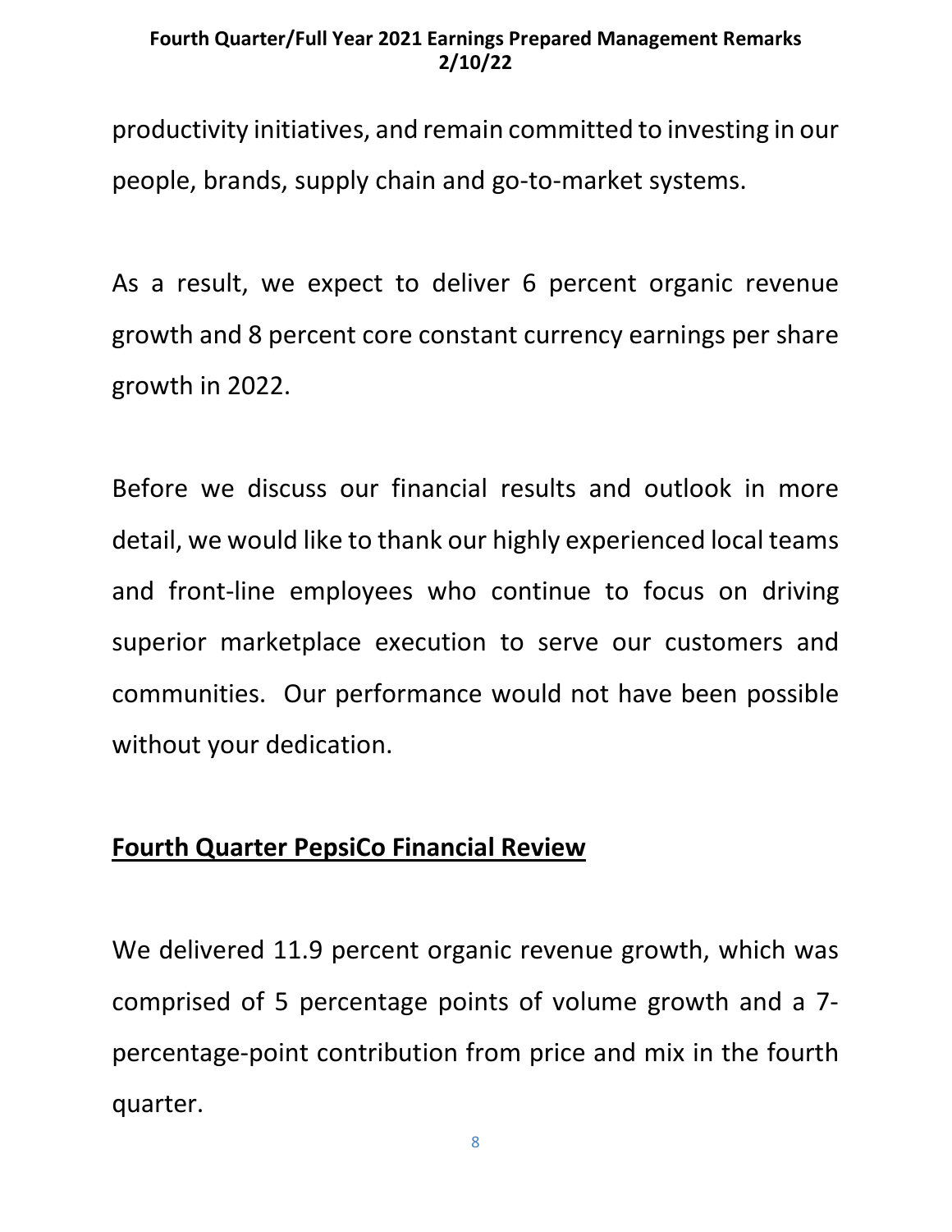productivity initiatives, and remain committed to investing in our people, brands, supply chain and go-to-market systems.

As a result, we expect to deliver 6 percent organic revenue growth and 8 percent core constant currency earnings per share growth in 2022.

Before we discuss our financial results and outlook in more detail, we would like to thank our highly experienced local teams and front-line employees who continue to focus on driving superior marketplace execution to serve our customers and communities. Our performance would not have been possible without your dedication.

## Fourth Quarter PepsiCo Financial Review

We delivered 11.9 percent organic revenue growth, which was comprised of 5 percentage points of volume growth and a 7-percentage-point contribution from price and mix in the fourth quarter.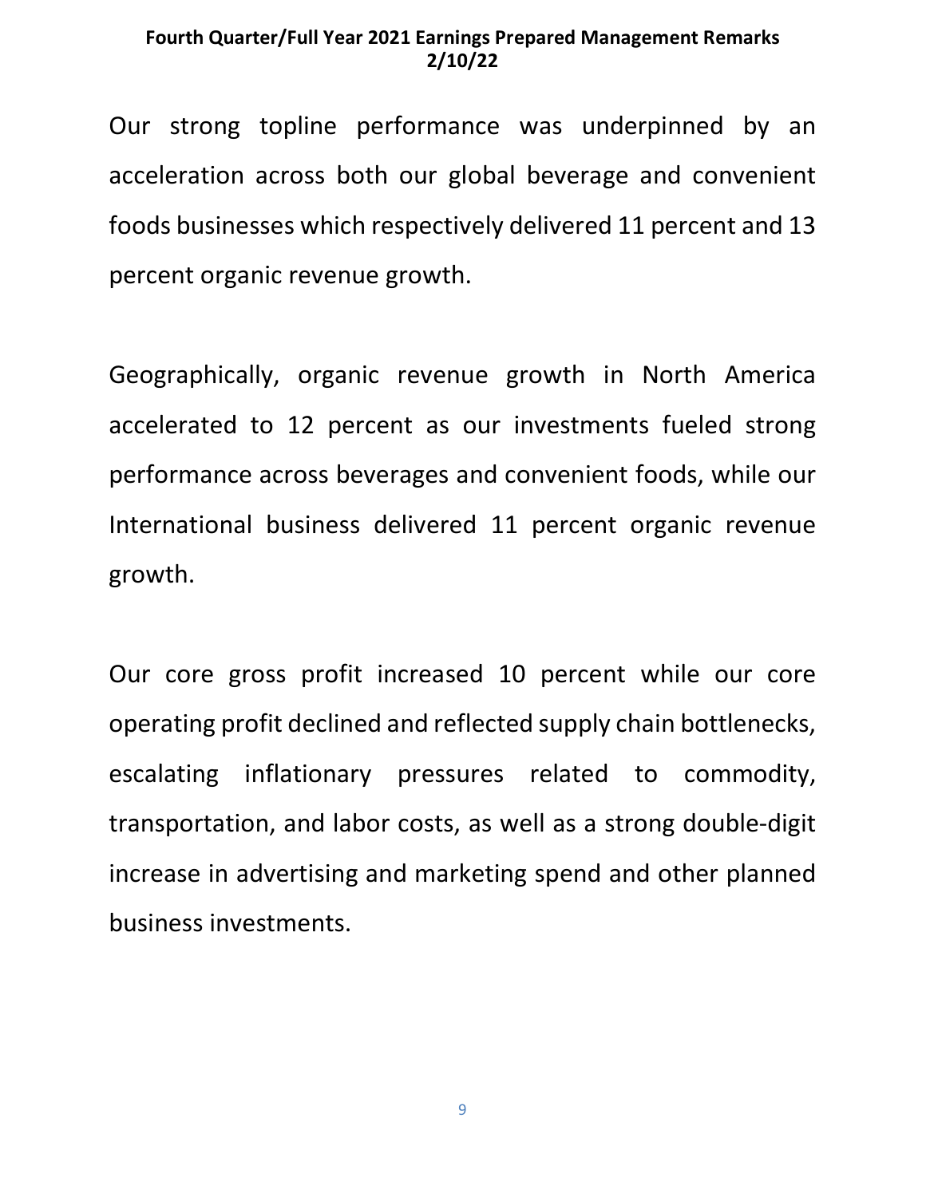Our strong topline performance was underpinned by an acceleration across both our global beverage and convenient foods businesses which respectively delivered 11 percent and 13 percent organic revenue growth.

Geographically, organic revenue growth in North America accelerated to 12 percent as our investments fueled strong performance across beverages and convenient foods, while our International business delivered 11 percent organic revenue growth.

Our core gross profit increased 10 percent while our core operating profit declined and reflected supply chain bottlenecks, escalating inflationary pressures related to commodity, transportation, and labor costs, as well as a strong double-digit increase in advertising and marketing spend and other planned business investments.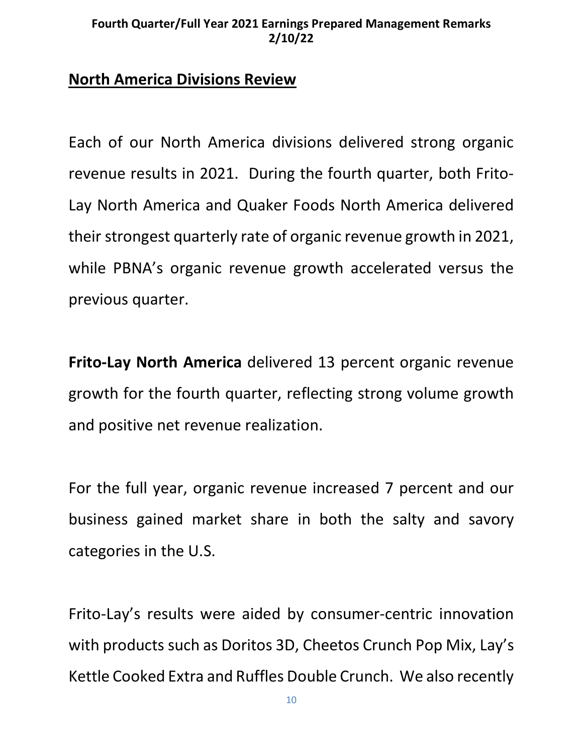## North America Divisions Review

Each of our North America divisions delivered strong organic revenue results in 2021. During the fourth quarter, both Frito-Lay North America and Quaker Foods North America delivered their strongest quarterly rate of organic revenue growth in 2021, while PBNA's organic revenue growth accelerated versus the previous quarter.

**Frito-Lay North America** delivered 13 percent organic revenue growth for the fourth quarter, reflecting strong volume growth and positive net revenue realization.

For the full year, organic revenue increased 7 percent and our business gained market share in both the salty and savory categories in the U.S.

Frito-Lay's results were aided by consumer-centric innovation with products such as Doritos 3D, Cheetos Crunch Pop Mix, Lay's Kettle Cooked Extra and Ruffles Double Crunch. We also recently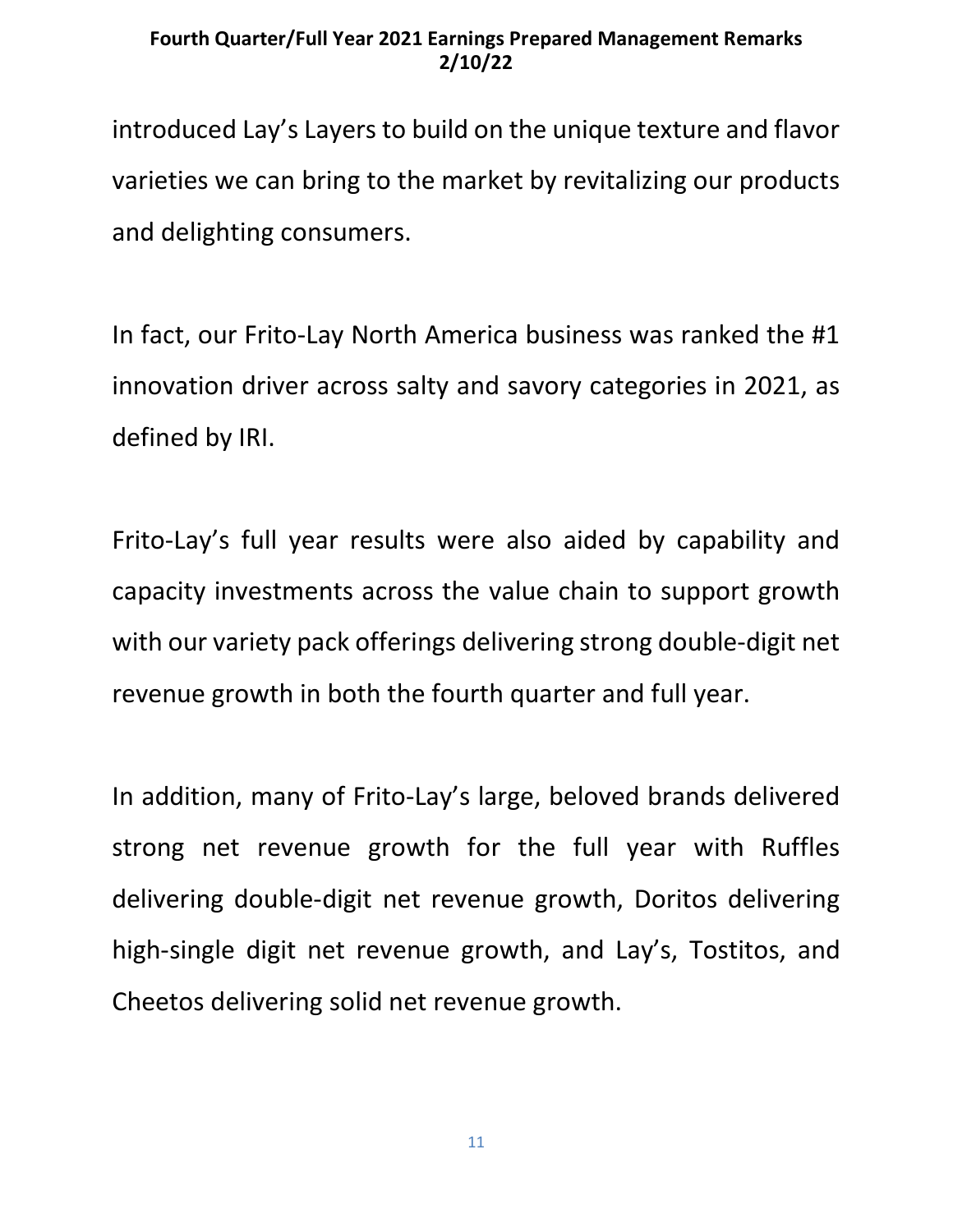introduced Lay's Layers to build on the unique texture and flavor varieties we can bring to the market by revitalizing our products and delighting consumers.

In fact, our Frito-Lay North America business was ranked the #1 innovation driver across salty and savory categories in 2021, as defined by IRI.

Frito-Lay's full year results were also aided by capability and capacity investments across the value chain to support growth with our variety pack offerings delivering strong double-digit net revenue growth in both the fourth quarter and full year.

In addition, many of Frito-Lay's large, beloved brands delivered strong net revenue growth for the full year with Ruffles delivering double-digit net revenue growth, Doritos delivering high-single digit net revenue growth, and Lay's, Tostitos, and Cheetos delivering solid net revenue growth.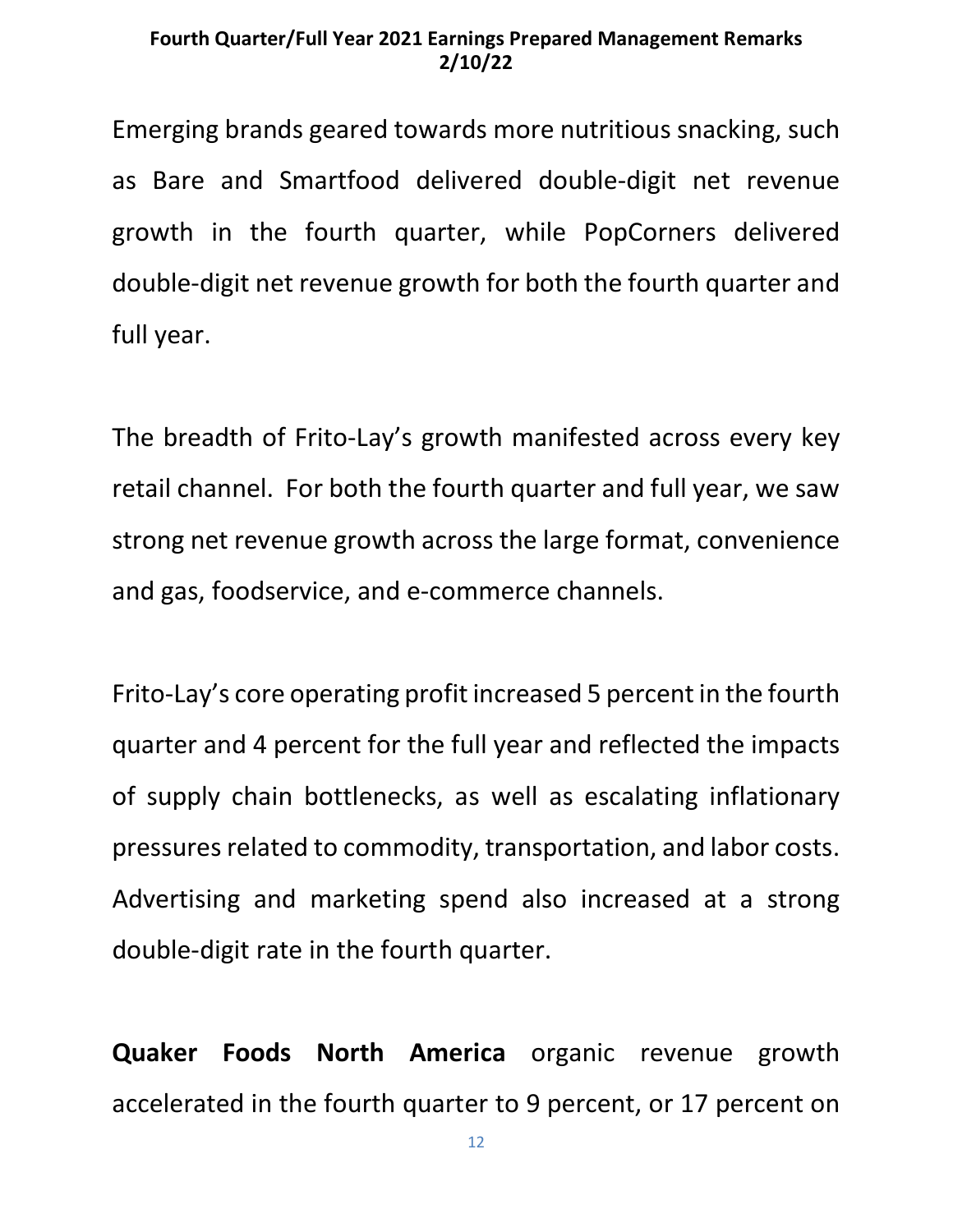Emerging brands geared towards more nutritious snacking, such as Bare and Smartfood delivered double-digit net revenue growth in the fourth quarter, while PopCorners delivered double-digit net revenue growth for both the fourth quarter and full year.

The breadth of Frito-Lay's growth manifested across every key retail channel. For both the fourth quarter and full year, we saw strong net revenue growth across the large format, convenience and gas, foodservice, and e-commerce channels.

Frito-Lay's core operating profit increased 5 percent in the fourth quarter and 4 percent for the full year and reflected the impacts of supply chain bottlenecks, as well as escalating inflationary pressures related to commodity, transportation, and labor costs. Advertising and marketing spend also increased at a strong double-digit rate in the fourth quarter.

**Quaker Foods North America** organic revenue growth accelerated in the fourth quarter to 9 percent, or 17 percent on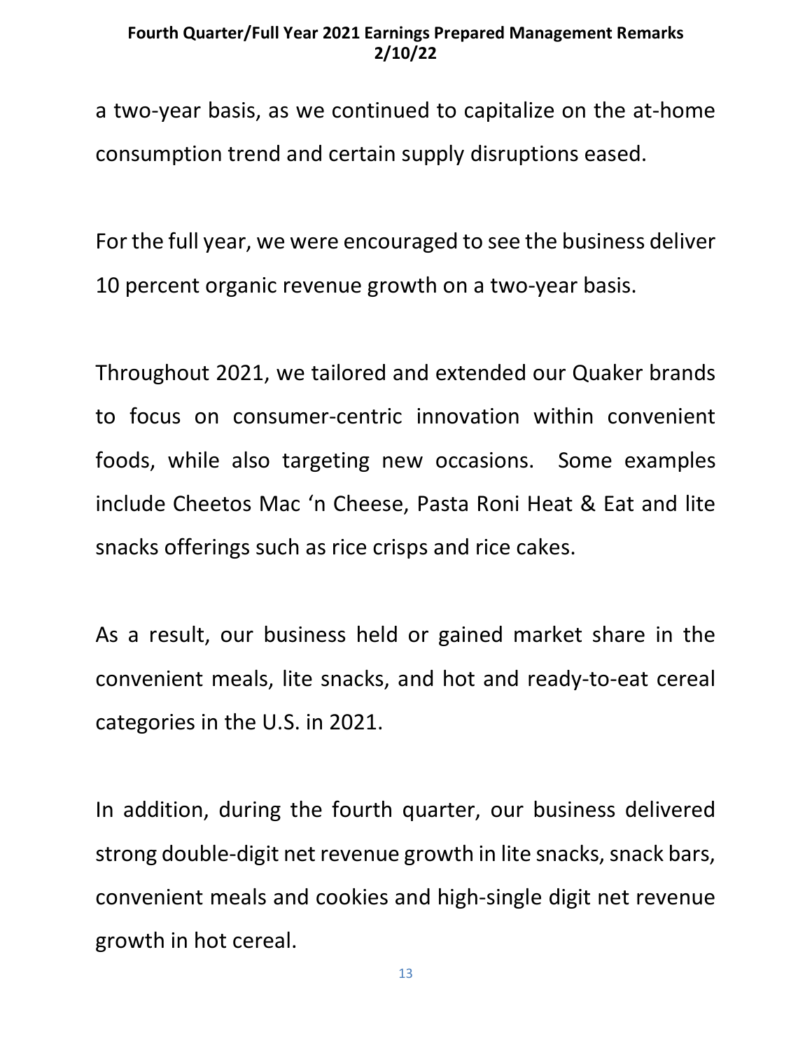a two-year basis, as we continued to capitalize on the at-home consumption trend and certain supply disruptions eased.

For the full year, we were encouraged to see the business deliver 10 percent organic revenue growth on a two-year basis.

Throughout 2021, we tailored and extended our Quaker brands to focus on consumer-centric innovation within convenient foods, while also targeting new occasions. Some examples include Cheetos Mac 'n Cheese, Pasta Roni Heat & Eat and lite snacks offerings such as rice crisps and rice cakes.

As a result, our business held or gained market share in the convenient meals, lite snacks, and hot and ready-to-eat cereal categories in the U.S. in 2021.

In addition, during the fourth quarter, our business delivered strong double-digit net revenue growth in lite snacks, snack bars, convenient meals and cookies and high-single digit net revenue growth in hot cereal.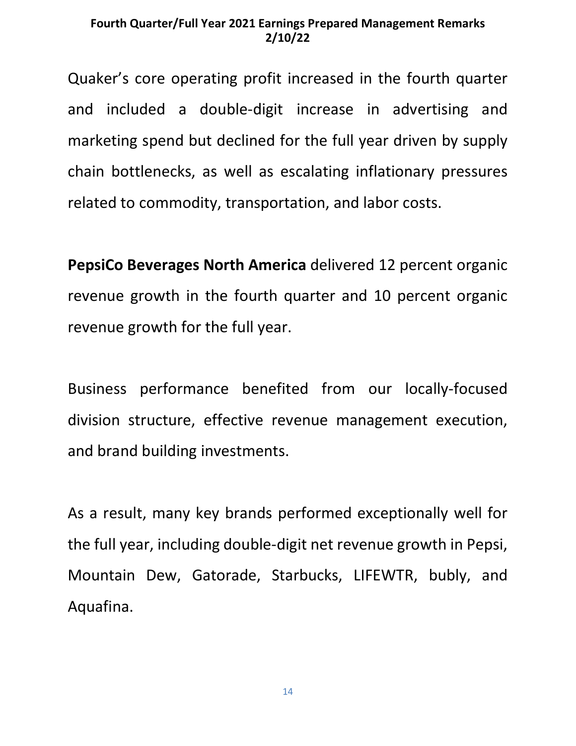Quaker's core operating profit increased in the fourth quarter and included a double-digit increase in advertising and marketing spend but declined for the full year driven by supply chain bottlenecks, as well as escalating inflationary pressures related to commodity, transportation, and labor costs.

**PepsiCo Beverages North America** delivered 12 percent organic revenue growth in the fourth quarter and 10 percent organic revenue growth for the full year.

Business performance benefited from our locally-focused division structure, effective revenue management execution, and brand building investments.

As a result, many key brands performed exceptionally well for the full year, including double-digit net revenue growth in Pepsi, Mountain Dew, Gatorade, Starbucks, LIFEWTR, bubly, and Aquafina.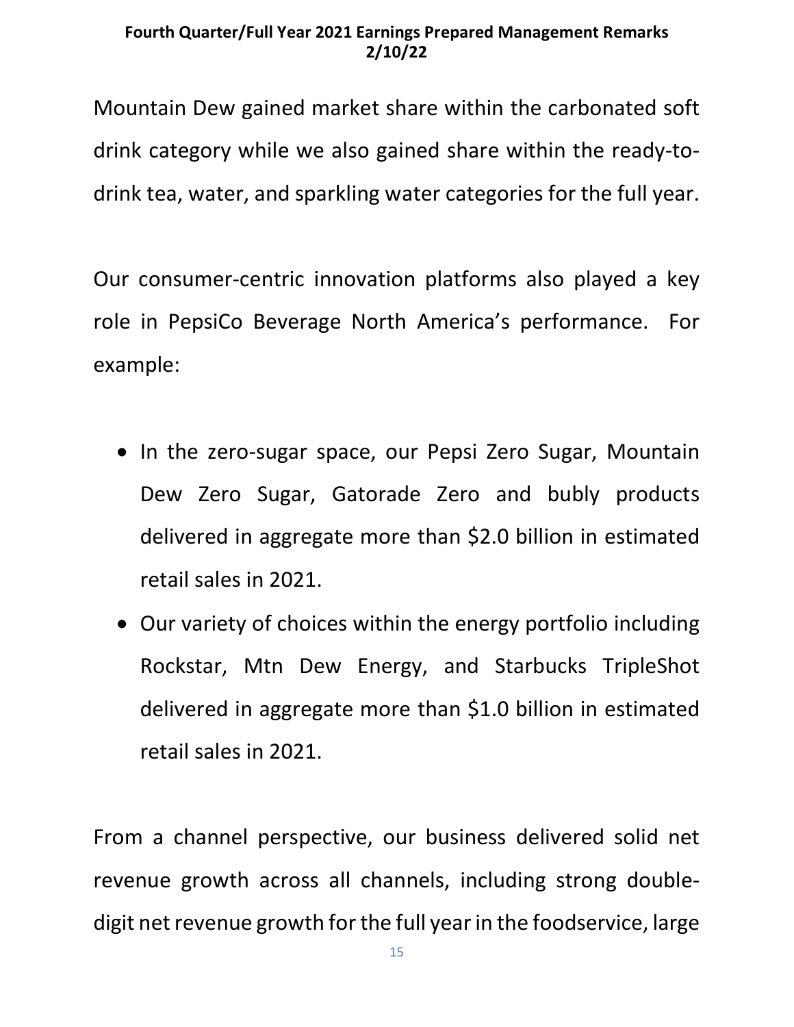Mountain Dew gained market share within the carbonated soft drink category while we also gained share within the ready-to-drink tea, water, and sparkling water categories for the full year.

Our consumer-centric innovation platforms also played a key role in PepsiCo Beverage North America's performance. For example:

- In the zero-sugar space, our Pepsi Zero Sugar, Mountain Dew Zero Sugar, Gatorade Zero and bubly products delivered in aggregate more than $2.0 billion in estimated retail sales in 2021.
- Our variety of choices within the energy portfolio including Rockstar, Mtn Dew Energy, and Starbucks TripleShot delivered in aggregate more than $1.0 billion in estimated retail sales in 2021.

From a channel perspective, our business delivered solid net revenue growth across all channels, including strong double-digit net revenue growth for the full year in the foodservice, large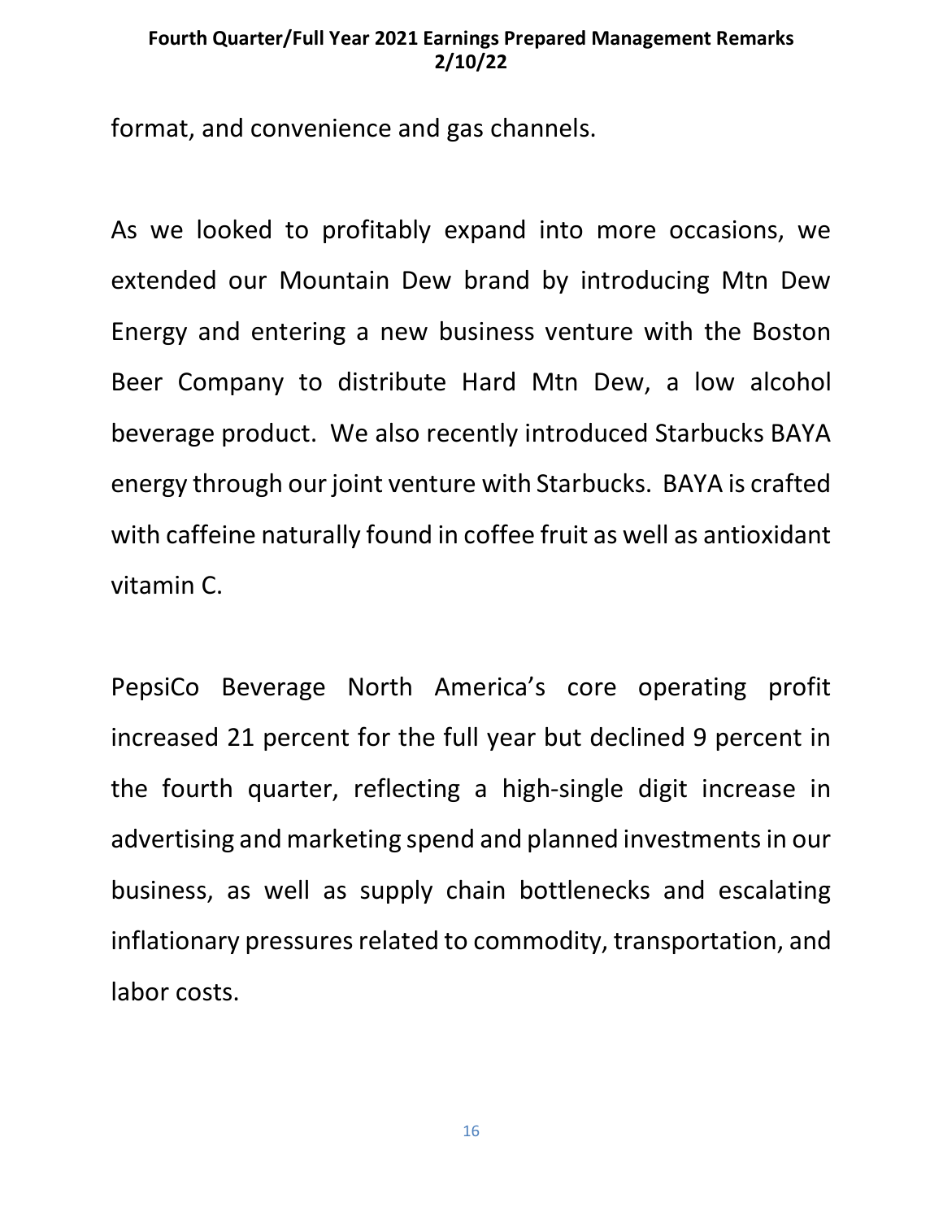format, and convenience and gas channels.

As we looked to profitably expand into more occasions, we extended our Mountain Dew brand by introducing Mtn Dew Energy and entering a new business venture with the Boston Beer Company to distribute Hard Mtn Dew, a low alcohol beverage product. We also recently introduced Starbucks BAYA energy through our joint venture with Starbucks. BAYA is crafted with caffeine naturally found in coffee fruit as well as antioxidant vitamin C.

PepsiCo Beverage North America's core operating profit increased 21 percent for the full year but declined 9 percent in the fourth quarter, reflecting a high-single digit increase in advertising and marketing spend and planned investments in our business, as well as supply chain bottlenecks and escalating inflationary pressures related to commodity, transportation, and labor costs.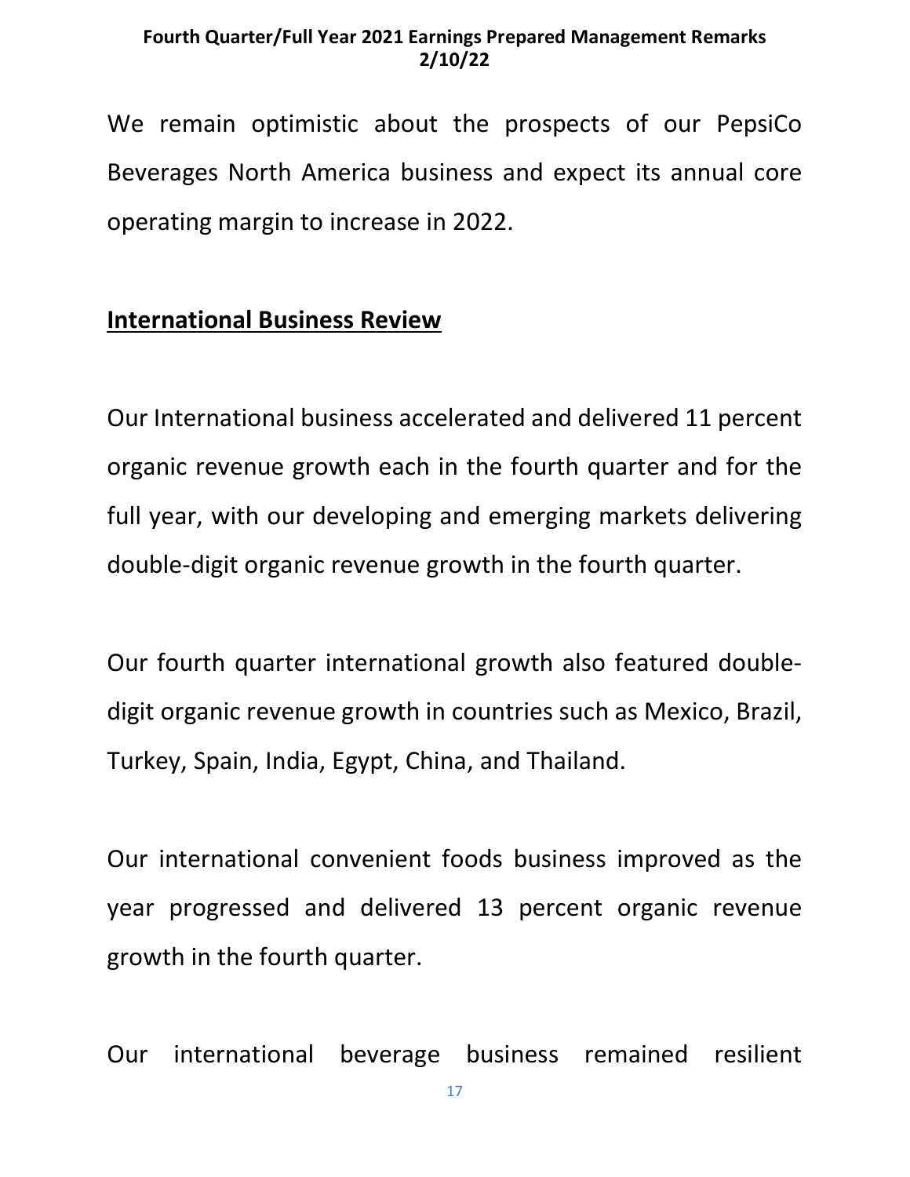We remain optimistic about the prospects of our PepsiCo Beverages North America business and expect its annual core operating margin to increase in 2022.

## International Business Review

Our International business accelerated and delivered 11 percent organic revenue growth each in the fourth quarter and for the full year, with our developing and emerging markets delivering double-digit organic revenue growth in the fourth quarter.

Our fourth quarter international growth also featured double-digit organic revenue growth in countries such as Mexico, Brazil, Turkey, Spain, India, Egypt, China, and Thailand.

Our international convenient foods business improved as the year progressed and delivered 13 percent organic revenue growth in the fourth quarter.

Our international beverage business remained resilient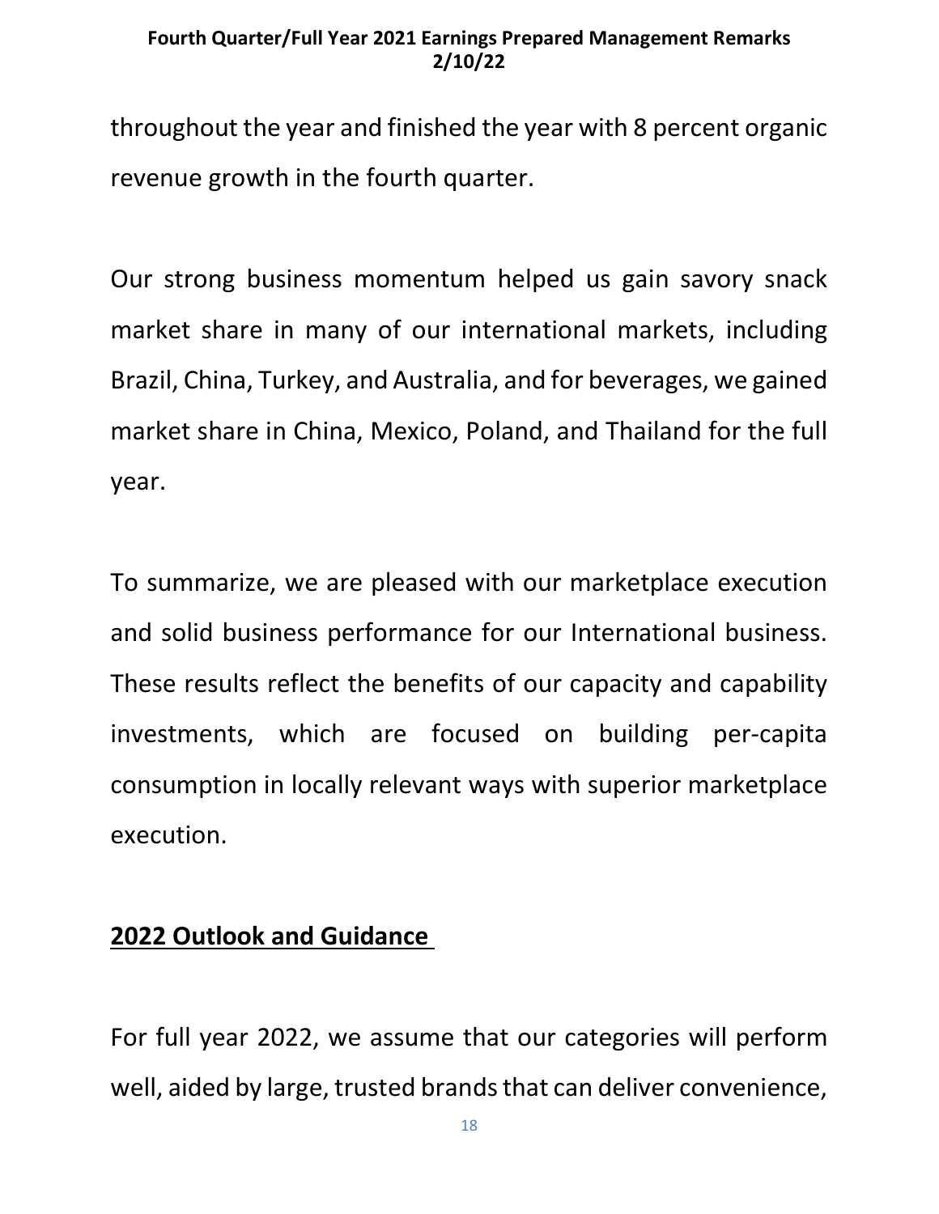throughout the year and finished the year with 8 percent organic revenue growth in the fourth quarter.

Our strong business momentum helped us gain savory snack market share in many of our international markets, including Brazil, China, Turkey, and Australia, and for beverages, we gained market share in China, Mexico, Poland, and Thailand for the full year.

To summarize, we are pleased with our marketplace execution and solid business performance for our International business. These results reflect the benefits of our capacity and capability investments, which are focused on building per-capita consumption in locally relevant ways with superior marketplace execution.

## 2022 Outlook and Guidance

For full year 2022, we assume that our categories will perform well, aided by large, trusted brands that can deliver convenience,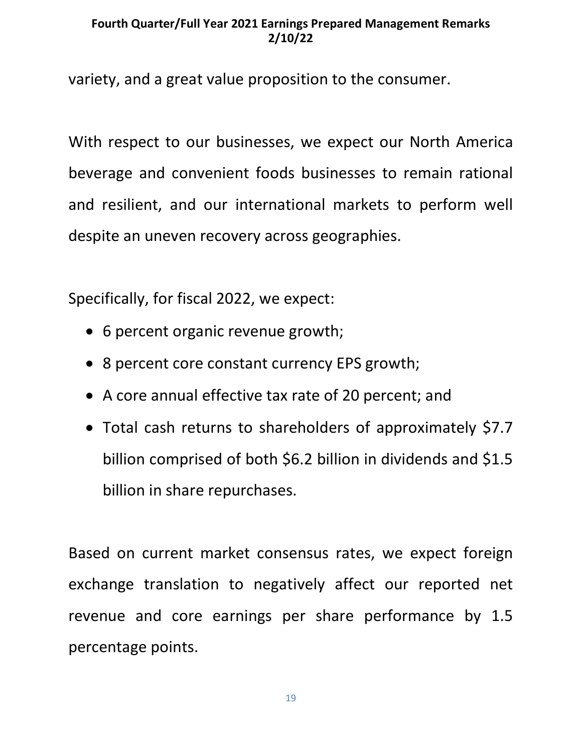variety, and a great value proposition to the consumer.

With respect to our businesses, we expect our North America beverage and convenient foods businesses to remain rational and resilient, and our international markets to perform well despite an uneven recovery across geographies.

Specifically, for fiscal 2022, we expect:

- 6 percent organic revenue growth;
- 8 percent core constant currency EPS growth;
- A core annual effective tax rate of 20 percent; and
- Total cash returns to shareholders of approximately $7.7 billion comprised of both $6.2 billion in dividends and $1.5 billion in share repurchases.

Based on current market consensus rates, we expect foreign exchange translation to negatively affect our reported net revenue and core earnings per share performance by 1.5 percentage points.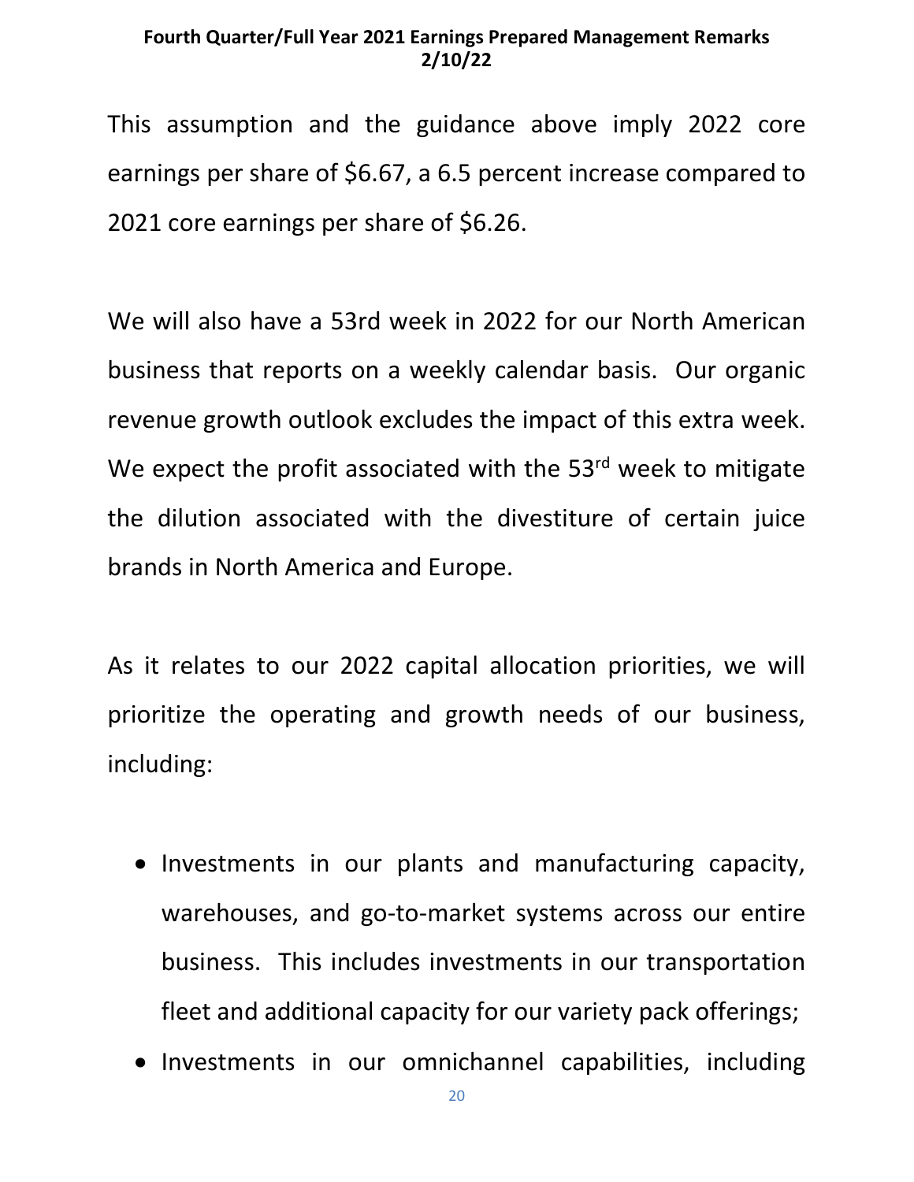This assumption and the guidance above imply 2022 core earnings per share of $6.67, a 6.5 percent increase compared to 2021 core earnings per share of $6.26.

We will also have a 53rd week in 2022 for our North American business that reports on a weekly calendar basis. Our organic revenue growth outlook excludes the impact of this extra week. We expect the profit associated with the 53rd week to mitigate the dilution associated with the divestiture of certain juice brands in North America and Europe.

As it relates to our 2022 capital allocation priorities, we will prioritize the operating and growth needs of our business, including:

- Investments in our plants and manufacturing capacity, warehouses, and go-to-market systems across our entire business. This includes investments in our transportation fleet and additional capacity for our variety pack offerings;
- Investments in our omnichannel capabilities, including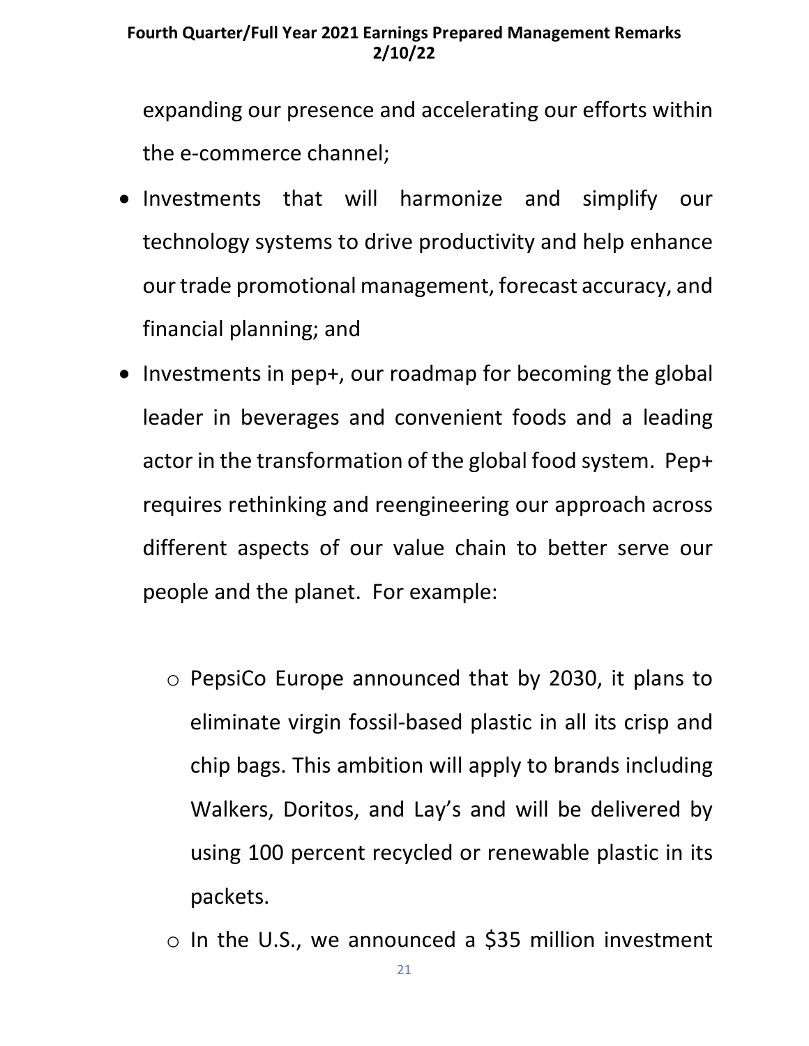expanding our presence and accelerating our efforts within the e-commerce channel;

- Investments that will harmonize and simplify our technology systems to drive productivity and help enhance our trade promotional management, forecast accuracy, and financial planning; and
- Investments in pep+, our roadmap for becoming the global leader in beverages and convenient foods and a leading actor in the transformation of the global food system. Pep+ requires rethinking and reengineering our approach across different aspects of our value chain to better serve our people and the planet. For example:
  - PepsiCo Europe announced that by 2030, it plans to eliminate virgin fossil-based plastic in all its crisp and chip bags. This ambition will apply to brands including Walkers, Doritos, and Lay's and will be delivered by using 100 percent recycled or renewable plastic in its packets.
  - In the U.S., we announced a $35 million investment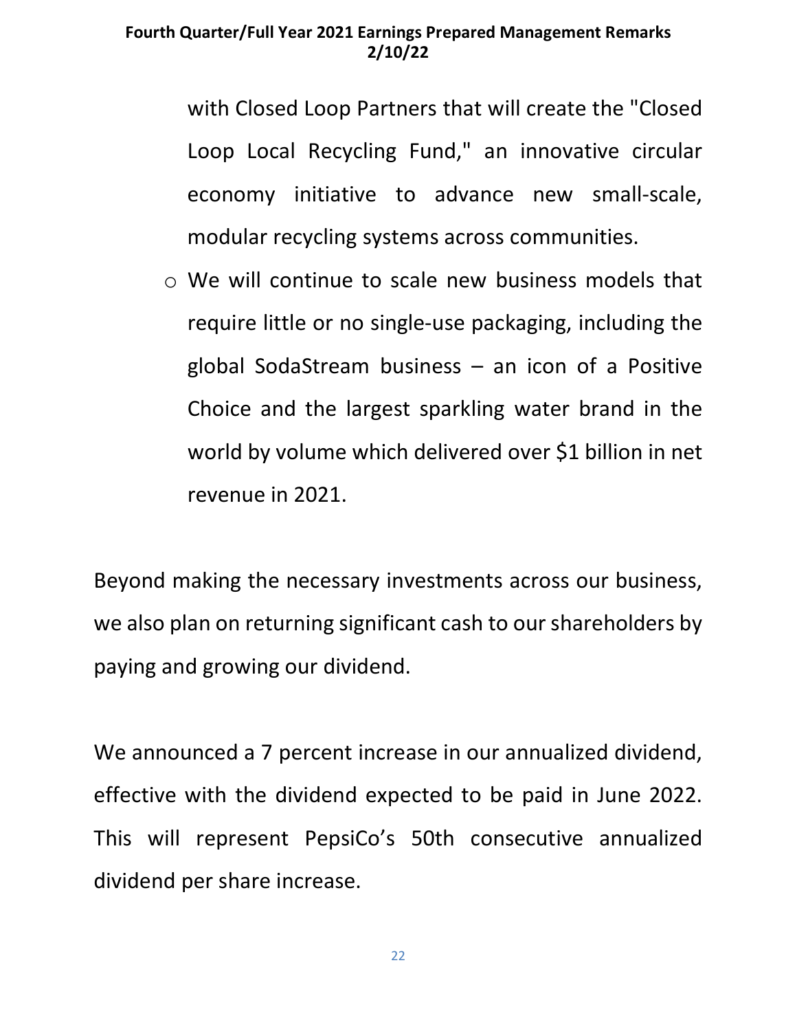with Closed Loop Partners that will create the "Closed Loop Local Recycling Fund," an innovative circular economy initiative to advance new small-scale, modular recycling systems across communities.

  - We will continue to scale new business models that require little or no single-use packaging, including the global SodaStream business – an icon of a Positive Choice and the largest sparkling water brand in the world by volume which delivered over $1 billion in net revenue in 2021.

Beyond making the necessary investments across our business, we also plan on returning significant cash to our shareholders by paying and growing our dividend.

We announced a 7 percent increase in our annualized dividend, effective with the dividend expected to be paid in June 2022. This will represent PepsiCo's 50th consecutive annualized dividend per share increase.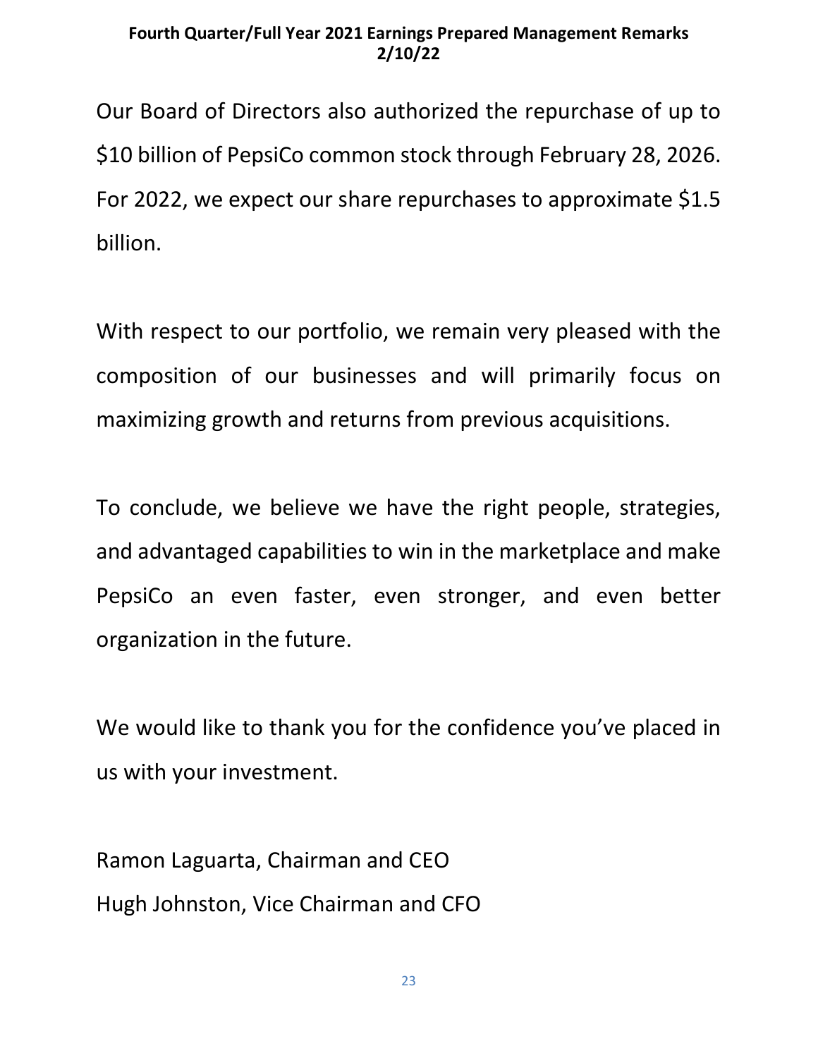Our Board of Directors also authorized the repurchase of up to $10 billion of PepsiCo common stock through February 28, 2026. For 2022, we expect our share repurchases to approximate $1.5 billion.

With respect to our portfolio, we remain very pleased with the composition of our businesses and will primarily focus on maximizing growth and returns from previous acquisitions.

To conclude, we believe we have the right people, strategies, and advantaged capabilities to win in the marketplace and make PepsiCo an even faster, even stronger, and even better organization in the future.

We would like to thank you for the confidence you've placed in us with your investment.

Ramon Laguarta, Chairman and CEO

Hugh Johnston, Vice Chairman and CFO